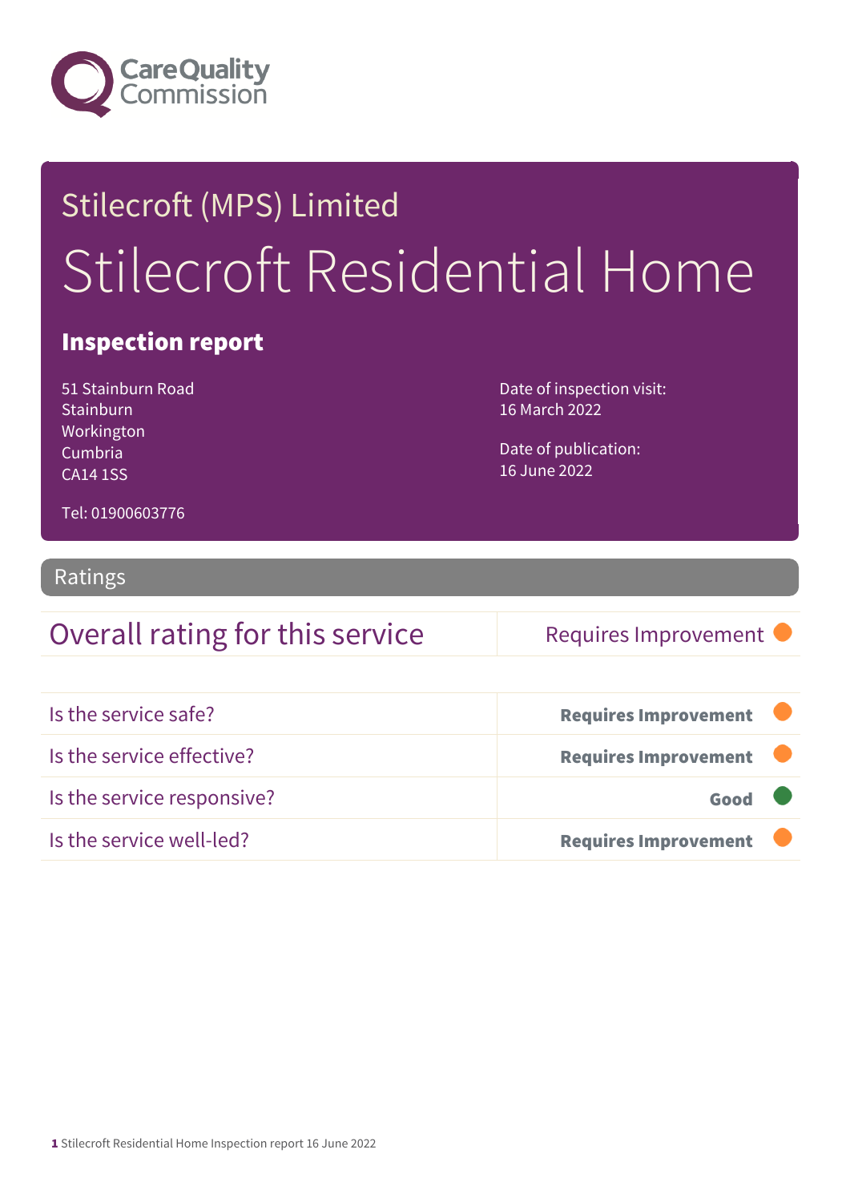Care Quality Commission

# Stilecroft (MPS) Limited

# Stilecroft Residential Home

## Inspection report

51 Stainburn Road
Stainburn
Workington
Cumbria
CA14 1SS

Tel: 01900603776

Date of inspection visit:
16 March 2022

Date of publication:
16 June 2022

## Ratings

| Overall rating for this service | Requires Improvement |
| --- | --- |

| | |
| --- | --- |
| Is the service safe? | **Requires Improvement** |
| Is the service effective? | **Requires Improvement** |
| Is the service responsive? | **Good** |
| Is the service well-led? | **Requires Improvement** |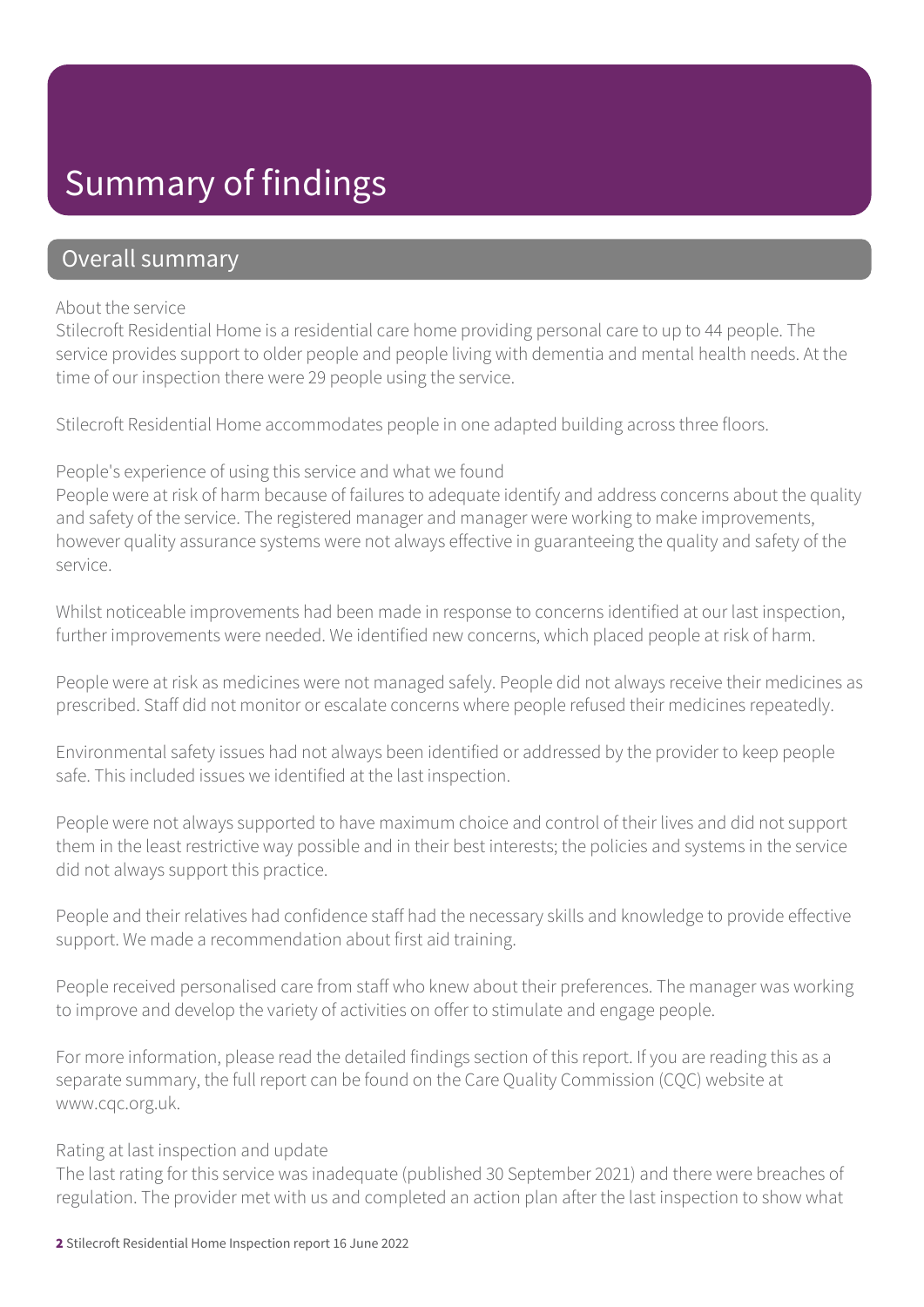# Summary of findings

## Overall summary

About the service

Stilecroft Residential Home is a residential care home providing personal care to up to 44 people. The service provides support to older people and people living with dementia and mental health needs. At the time of our inspection there were 29 people using the service.

Stilecroft Residential Home accommodates people in one adapted building across three floors.

People's experience of using this service and what we found

People were at risk of harm because of failures to adequate identify and address concerns about the quality and safety of the service. The registered manager and manager were working to make improvements, however quality assurance systems were not always effective in guaranteeing the quality and safety of the service.

Whilst noticeable improvements had been made in response to concerns identified at our last inspection, further improvements were needed. We identified new concerns, which placed people at risk of harm.

People were at risk as medicines were not managed safely. People did not always receive their medicines as prescribed. Staff did not monitor or escalate concerns where people refused their medicines repeatedly.

Environmental safety issues had not always been identified or addressed by the provider to keep people safe. This included issues we identified at the last inspection.

People were not always supported to have maximum choice and control of their lives and did not support them in the least restrictive way possible and in their best interests; the policies and systems in the service did not always support this practice.

People and their relatives had confidence staff had the necessary skills and knowledge to provide effective support. We made a recommendation about first aid training.

People received personalised care from staff who knew about their preferences. The manager was working to improve and develop the variety of activities on offer to stimulate and engage people.

For more information, please read the detailed findings section of this report. If you are reading this as a separate summary, the full report can be found on the Care Quality Commission (CQC) website at www.cqc.org.uk.

Rating at last inspection and update

The last rating for this service was inadequate (published 30 September 2021) and there were breaches of regulation. The provider met with us and completed an action plan after the last inspection to show what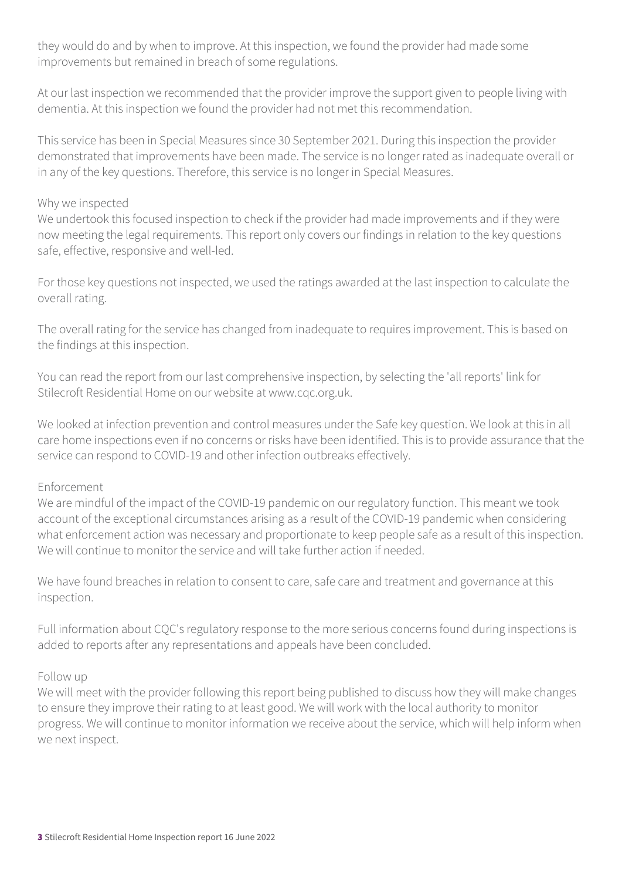they would do and by when to improve. At this inspection, we found the provider had made some improvements but remained in breach of some regulations.

At our last inspection we recommended that the provider improve the support given to people living with dementia. At this inspection we found the provider had not met this recommendation.

This service has been in Special Measures since 30 September 2021. During this inspection the provider demonstrated that improvements have been made. The service is no longer rated as inadequate overall or in any of the key questions. Therefore, this service is no longer in Special Measures.

### Why we inspected

We undertook this focused inspection to check if the provider had made improvements and if they were now meeting the legal requirements. This report only covers our findings in relation to the key questions safe, effective, responsive and well-led.

For those key questions not inspected, we used the ratings awarded at the last inspection to calculate the overall rating.

The overall rating for the service has changed from inadequate to requires improvement. This is based on the findings at this inspection.

You can read the report from our last comprehensive inspection, by selecting the 'all reports' link for Stilecroft Residential Home on our website at www.cqc.org.uk.

We looked at infection prevention and control measures under the Safe key question. We look at this in all care home inspections even if no concerns or risks have been identified. This is to provide assurance that the service can respond to COVID-19 and other infection outbreaks effectively.

### Enforcement

We are mindful of the impact of the COVID-19 pandemic on our regulatory function. This meant we took account of the exceptional circumstances arising as a result of the COVID-19 pandemic when considering what enforcement action was necessary and proportionate to keep people safe as a result of this inspection. We will continue to monitor the service and will take further action if needed.

We have found breaches in relation to consent to care, safe care and treatment and governance at this inspection.

Full information about CQC's regulatory response to the more serious concerns found during inspections is added to reports after any representations and appeals have been concluded.

### Follow up

We will meet with the provider following this report being published to discuss how they will make changes to ensure they improve their rating to at least good. We will work with the local authority to monitor progress. We will continue to monitor information we receive about the service, which will help inform when we next inspect.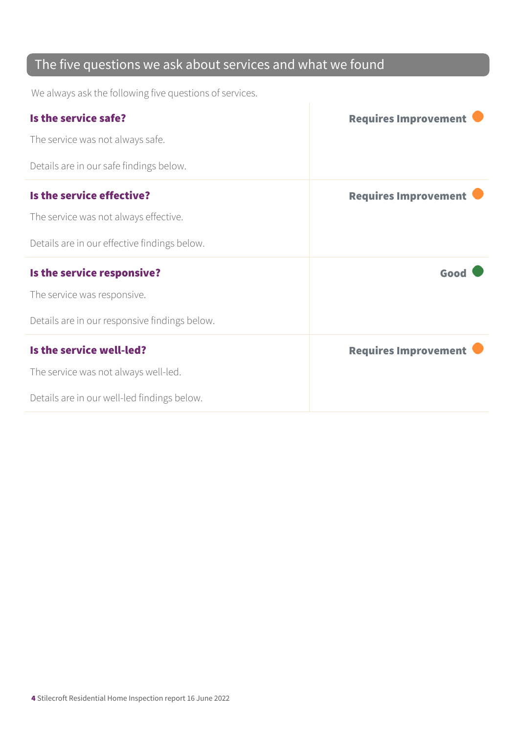## The five questions we ask about services and what we found

We always ask the following five questions of services.

| | |
|---|---|
| **Is the service safe?**<br><br>The service was not always safe.<br><br>Details are in our safe findings below. | **Requires Improvement** |
| **Is the service effective?**<br><br>The service was not always effective.<br><br>Details are in our effective findings below. | **Requires Improvement** |
| **Is the service responsive?**<br><br>The service was responsive.<br><br>Details are in our responsive findings below. | **Good** |
| **Is the service well-led?**<br><br>The service was not always well-led.<br><br>Details are in our well-led findings below. | **Requires Improvement** |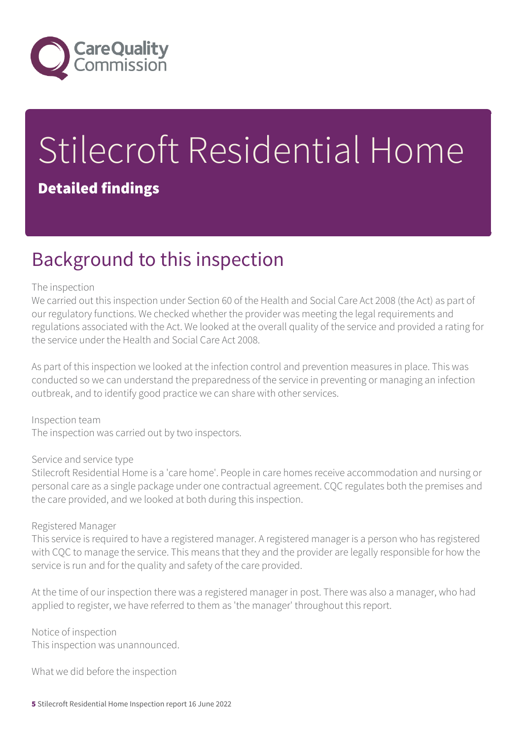# Stilecroft Residential Home

## Detailed findings

## Background to this inspection

The inspection

We carried out this inspection under Section 60 of the Health and Social Care Act 2008 (the Act) as part of our regulatory functions. We checked whether the provider was meeting the legal requirements and regulations associated with the Act. We looked at the overall quality of the service and provided a rating for the service under the Health and Social Care Act 2008.

As part of this inspection we looked at the infection control and prevention measures in place. This was conducted so we can understand the preparedness of the service in preventing or managing an infection outbreak, and to identify good practice we can share with other services.

Inspection team

The inspection was carried out by two inspectors.

Service and service type

Stilecroft Residential Home is a 'care home'. People in care homes receive accommodation and nursing or personal care as a single package under one contractual agreement. CQC regulates both the premises and the care provided, and we looked at both during this inspection.

Registered Manager

This service is required to have a registered manager. A registered manager is a person who has registered with CQC to manage the service. This means that they and the provider are legally responsible for how the service is run and for the quality and safety of the care provided.

At the time of our inspection there was a registered manager in post. There was also a manager, who had applied to register, we have referred to them as 'the manager' throughout this report.

Notice of inspection

This inspection was unannounced.

What we did before the inspection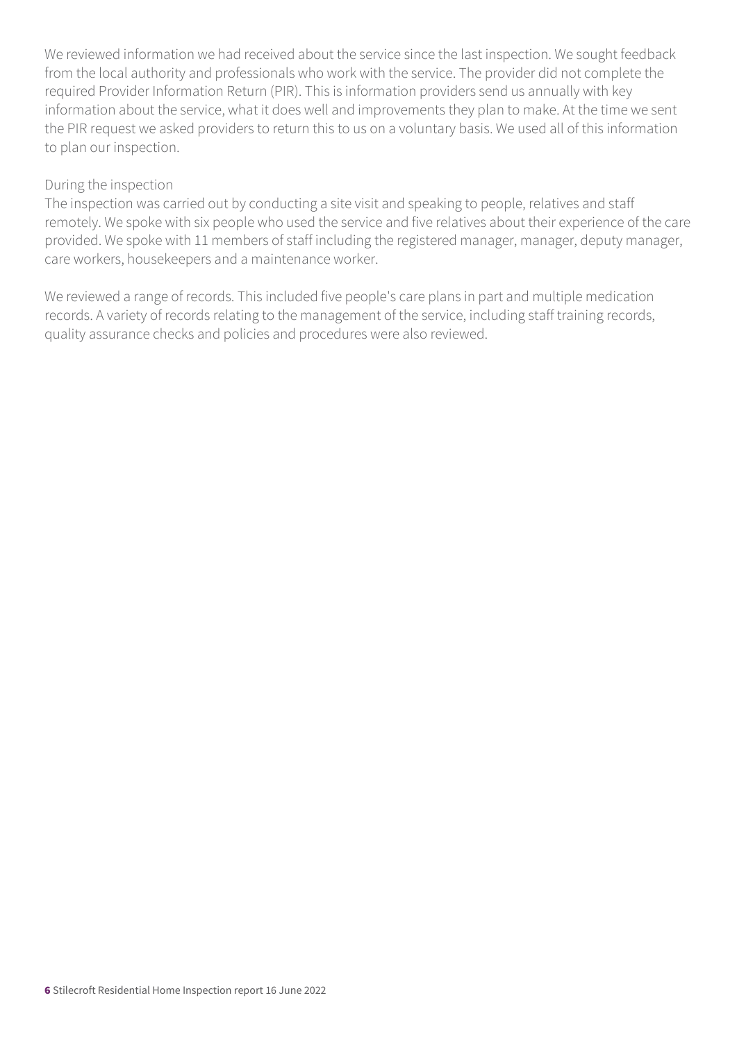We reviewed information we had received about the service since the last inspection. We sought feedback from the local authority and professionals who work with the service. The provider did not complete the required Provider Information Return (PIR). This is information providers send us annually with key information about the service, what it does well and improvements they plan to make. At the time we sent the PIR request we asked providers to return this to us on a voluntary basis. We used all of this information to plan our inspection.

During the inspection

The inspection was carried out by conducting a site visit and speaking to people, relatives and staff remotely. We spoke with six people who used the service and five relatives about their experience of the care provided. We spoke with 11 members of staff including the registered manager, manager, deputy manager, care workers, housekeepers and a maintenance worker.

We reviewed a range of records. This included five people's care plans in part and multiple medication records. A variety of records relating to the management of the service, including staff training records, quality assurance checks and policies and procedures were also reviewed.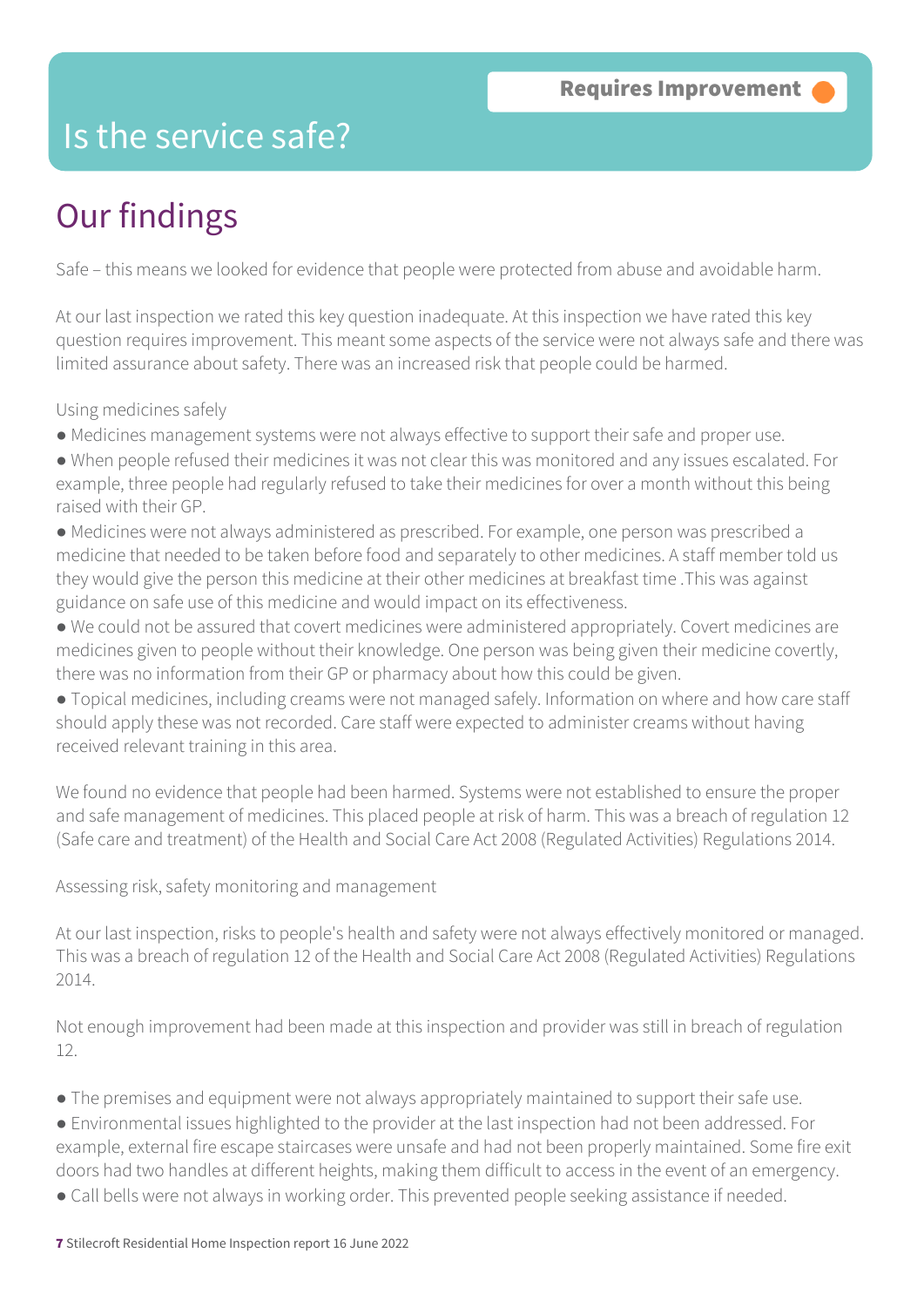# Is the service safe?

**Requires Improvement**

## Our findings

Safe – this means we looked for evidence that people were protected from abuse and avoidable harm.

At our last inspection we rated this key question inadequate. At this inspection we have rated this key question requires improvement. This meant some aspects of the service were not always safe and there was limited assurance about safety. There was an increased risk that people could be harmed.

Using medicines safely

- Medicines management systems were not always effective to support their safe and proper use.
- When people refused their medicines it was not clear this was monitored and any issues escalated. For example, three people had regularly refused to take their medicines for over a month without this being raised with their GP.
- Medicines were not always administered as prescribed. For example, one person was prescribed a medicine that needed to be taken before food and separately to other medicines. A staff member told us they would give the person this medicine at their other medicines at breakfast time .This was against guidance on safe use of this medicine and would impact on its effectiveness.
- We could not be assured that covert medicines were administered appropriately. Covert medicines are medicines given to people without their knowledge. One person was being given their medicine covertly, there was no information from their GP or pharmacy about how this could be given.
- Topical medicines, including creams were not managed safely. Information on where and how care staff should apply these was not recorded. Care staff were expected to administer creams without having received relevant training in this area.

We found no evidence that people had been harmed. Systems were not established to ensure the proper and safe management of medicines. This placed people at risk of harm. This was a breach of regulation 12 (Safe care and treatment) of the Health and Social Care Act 2008 (Regulated Activities) Regulations 2014.

Assessing risk, safety monitoring and management

At our last inspection, risks to people's health and safety were not always effectively monitored or managed. This was a breach of regulation 12 of the Health and Social Care Act 2008 (Regulated Activities) Regulations 2014.

Not enough improvement had been made at this inspection and provider was still in breach of regulation 12.

- The premises and equipment were not always appropriately maintained to support their safe use.
- Environmental issues highlighted to the provider at the last inspection had not been addressed. For example, external fire escape staircases were unsafe and had not been properly maintained. Some fire exit doors had two handles at different heights, making them difficult to access in the event of an emergency.
- Call bells were not always in working order. This prevented people seeking assistance if needed.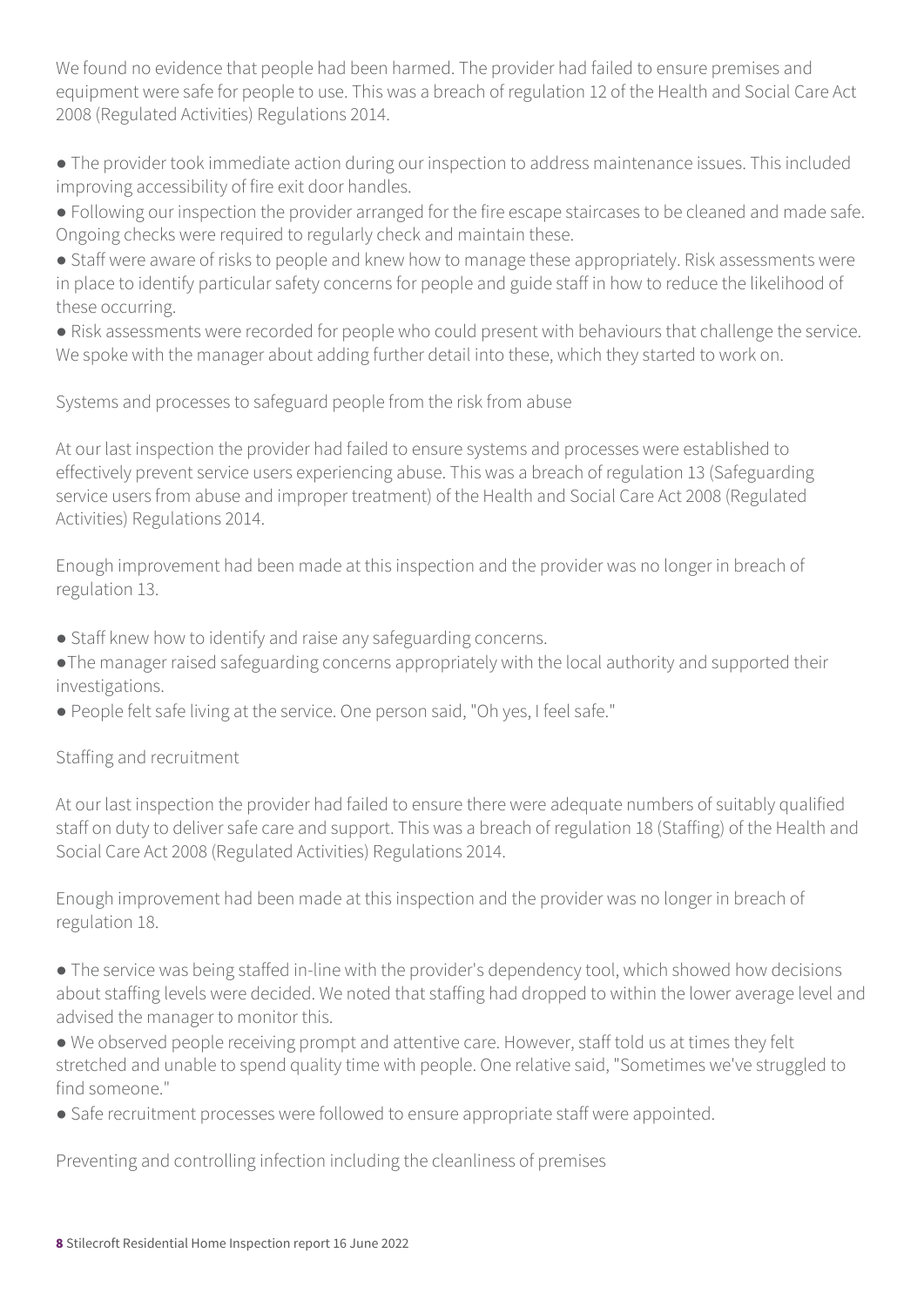We found no evidence that people had been harmed. The provider had failed to ensure premises and equipment were safe for people to use. This was a breach of regulation 12 of the Health and Social Care Act 2008 (Regulated Activities) Regulations 2014.

- The provider took immediate action during our inspection to address maintenance issues. This included improving accessibility of fire exit door handles.
- Following our inspection the provider arranged for the fire escape staircases to be cleaned and made safe. Ongoing checks were required to regularly check and maintain these.
- Staff were aware of risks to people and knew how to manage these appropriately. Risk assessments were in place to identify particular safety concerns for people and guide staff in how to reduce the likelihood of these occurring.
- Risk assessments were recorded for people who could present with behaviours that challenge the service. We spoke with the manager about adding further detail into these, which they started to work on.

Systems and processes to safeguard people from the risk from abuse

At our last inspection the provider had failed to ensure systems and processes were established to effectively prevent service users experiencing abuse. This was a breach of regulation 13 (Safeguarding service users from abuse and improper treatment) of the Health and Social Care Act 2008 (Regulated Activities) Regulations 2014.

Enough improvement had been made at this inspection and the provider was no longer in breach of regulation 13.

- Staff knew how to identify and raise any safeguarding concerns.
- The manager raised safeguarding concerns appropriately with the local authority and supported their investigations.
- People felt safe living at the service. One person said, "Oh yes, I feel safe."

Staffing and recruitment

At our last inspection the provider had failed to ensure there were adequate numbers of suitably qualified staff on duty to deliver safe care and support. This was a breach of regulation 18 (Staffing) of the Health and Social Care Act 2008 (Regulated Activities) Regulations 2014.

Enough improvement had been made at this inspection and the provider was no longer in breach of regulation 18.

- The service was being staffed in-line with the provider's dependency tool, which showed how decisions about staffing levels were decided. We noted that staffing had dropped to within the lower average level and advised the manager to monitor this.
- We observed people receiving prompt and attentive care. However, staff told us at times they felt stretched and unable to spend quality time with people. One relative said, "Sometimes we've struggled to find someone."
- Safe recruitment processes were followed to ensure appropriate staff were appointed.

Preventing and controlling infection including the cleanliness of premises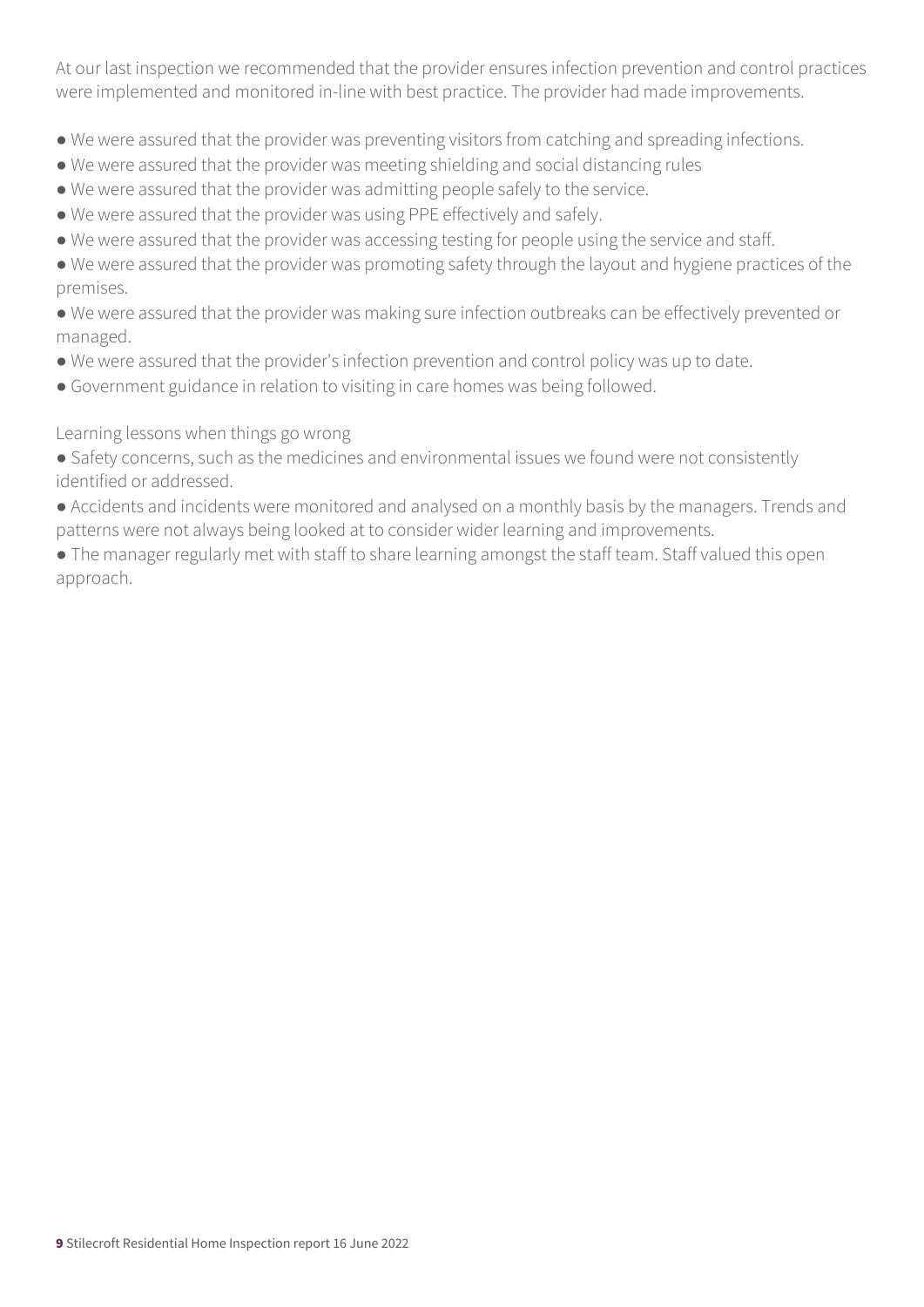At our last inspection we recommended that the provider ensures infection prevention and control practices were implemented and monitored in-line with best practice. The provider had made improvements.

- We were assured that the provider was preventing visitors from catching and spreading infections.
- We were assured that the provider was meeting shielding and social distancing rules
- We were assured that the provider was admitting people safely to the service.
- We were assured that the provider was using PPE effectively and safely.
- We were assured that the provider was accessing testing for people using the service and staff.
- We were assured that the provider was promoting safety through the layout and hygiene practices of the premises.
- We were assured that the provider was making sure infection outbreaks can be effectively prevented or managed.
- We were assured that the provider's infection prevention and control policy was up to date.
- Government guidance in relation to visiting in care homes was being followed.

Learning lessons when things go wrong

- Safety concerns, such as the medicines and environmental issues we found were not consistently identified or addressed.
- Accidents and incidents were monitored and analysed on a monthly basis by the managers. Trends and patterns were not always being looked at to consider wider learning and improvements.
- The manager regularly met with staff to share learning amongst the staff team. Staff valued this open approach.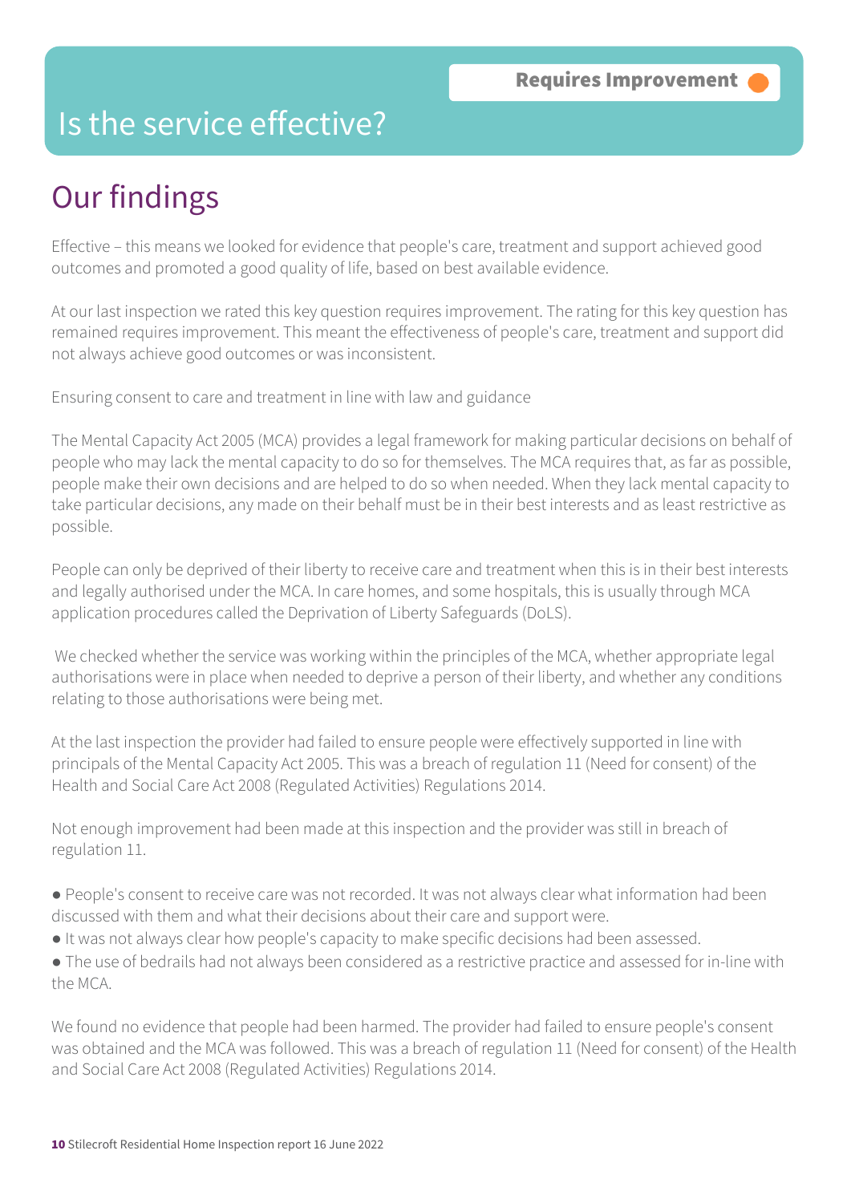**Requires Improvement**

# Is the service effective?

## Our findings

Effective – this means we looked for evidence that people's care, treatment and support achieved good outcomes and promoted a good quality of life, based on best available evidence.

At our last inspection we rated this key question requires improvement. The rating for this key question has remained requires improvement. This meant the effectiveness of people's care, treatment and support did not always achieve good outcomes or was inconsistent.

Ensuring consent to care and treatment in line with law and guidance

The Mental Capacity Act 2005 (MCA) provides a legal framework for making particular decisions on behalf of people who may lack the mental capacity to do so for themselves. The MCA requires that, as far as possible, people make their own decisions and are helped to do so when needed. When they lack mental capacity to take particular decisions, any made on their behalf must be in their best interests and as least restrictive as possible.

People can only be deprived of their liberty to receive care and treatment when this is in their best interests and legally authorised under the MCA. In care homes, and some hospitals, this is usually through MCA application procedures called the Deprivation of Liberty Safeguards (DoLS).

We checked whether the service was working within the principles of the MCA, whether appropriate legal authorisations were in place when needed to deprive a person of their liberty, and whether any conditions relating to those authorisations were being met.

At the last inspection the provider had failed to ensure people were effectively supported in line with principals of the Mental Capacity Act 2005. This was a breach of regulation 11 (Need for consent) of the Health and Social Care Act 2008 (Regulated Activities) Regulations 2014.

Not enough improvement had been made at this inspection and the provider was still in breach of regulation 11.

- People's consent to receive care was not recorded. It was not always clear what information had been discussed with them and what their decisions about their care and support were.
- It was not always clear how people's capacity to make specific decisions had been assessed.
- The use of bedrails had not always been considered as a restrictive practice and assessed for in-line with the MCA.

We found no evidence that people had been harmed. The provider had failed to ensure people's consent was obtained and the MCA was followed. This was a breach of regulation 11 (Need for consent) of the Health and Social Care Act 2008 (Regulated Activities) Regulations 2014.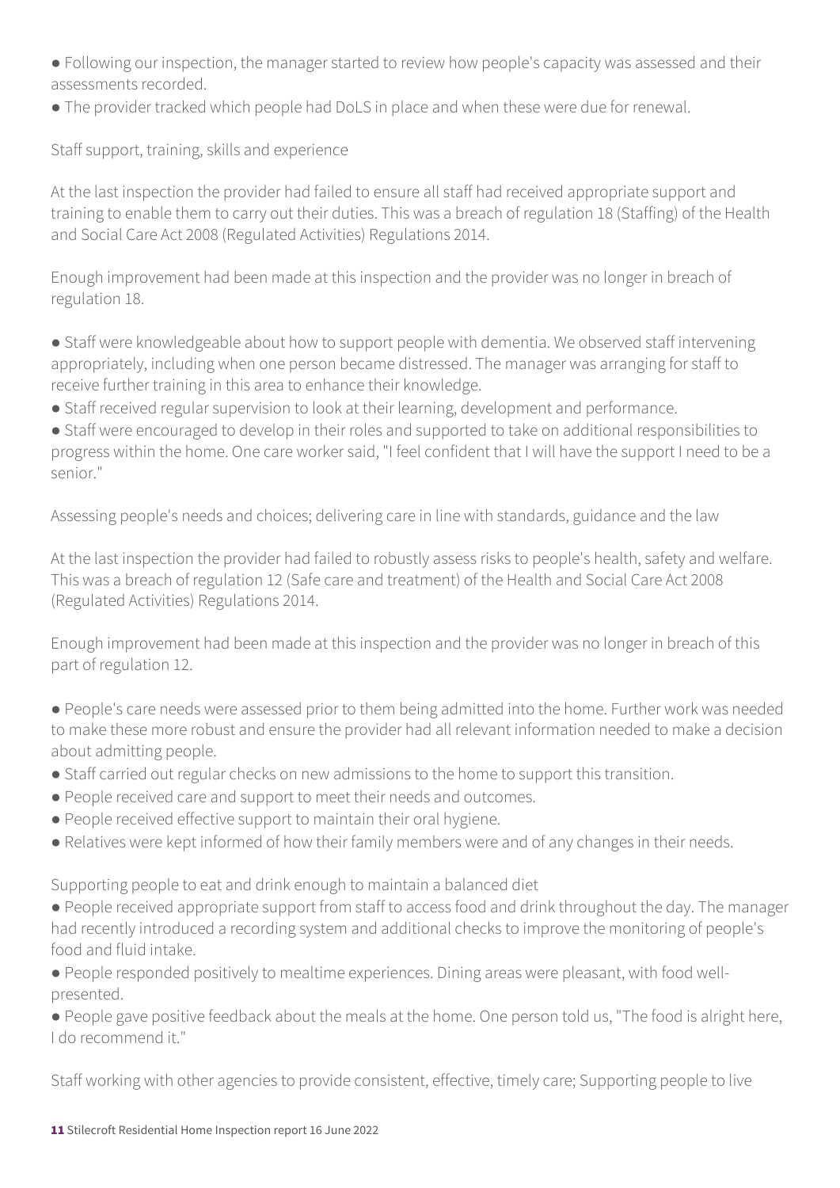- Following our inspection, the manager started to review how people's capacity was assessed and their assessments recorded.
- The provider tracked which people had DoLS in place and when these were due for renewal.

### Staff support, training, skills and experience

At the last inspection the provider had failed to ensure all staff had received appropriate support and training to enable them to carry out their duties. This was a breach of regulation 18 (Staffing) of the Health and Social Care Act 2008 (Regulated Activities) Regulations 2014.

Enough improvement had been made at this inspection and the provider was no longer in breach of regulation 18.

- Staff were knowledgeable about how to support people with dementia. We observed staff intervening appropriately, including when one person became distressed. The manager was arranging for staff to receive further training in this area to enhance their knowledge.
- Staff received regular supervision to look at their learning, development and performance.
- Staff were encouraged to develop in their roles and supported to take on additional responsibilities to progress within the home. One care worker said, "I feel confident that I will have the support I need to be a senior."

### Assessing people's needs and choices; delivering care in line with standards, guidance and the law

At the last inspection the provider had failed to robustly assess risks to people's health, safety and welfare. This was a breach of regulation 12 (Safe care and treatment) of the Health and Social Care Act 2008 (Regulated Activities) Regulations 2014.

Enough improvement had been made at this inspection and the provider was no longer in breach of this part of regulation 12.

- People's care needs were assessed prior to them being admitted into the home. Further work was needed to make these more robust and ensure the provider had all relevant information needed to make a decision about admitting people.
- Staff carried out regular checks on new admissions to the home to support this transition.
- People received care and support to meet their needs and outcomes.
- People received effective support to maintain their oral hygiene.
- Relatives were kept informed of how their family members were and of any changes in their needs.

### Supporting people to eat and drink enough to maintain a balanced diet

- People received appropriate support from staff to access food and drink throughout the day. The manager had recently introduced a recording system and additional checks to improve the monitoring of people's food and fluid intake.
- People responded positively to mealtime experiences. Dining areas were pleasant, with food well-presented.
- People gave positive feedback about the meals at the home. One person told us, "The food is alright here, I do recommend it."

### Staff working with other agencies to provide consistent, effective, timely care; Supporting people to live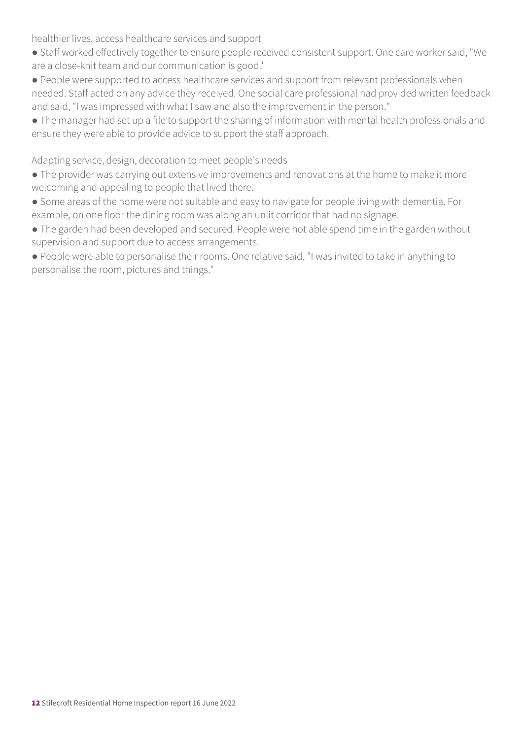healthier lives, access healthcare services and support

- Staff worked effectively together to ensure people received consistent support. One care worker said, "We are a close-knit team and our communication is good."
- People were supported to access healthcare services and support from relevant professionals when needed. Staff acted on any advice they received. One social care professional had provided written feedback and said, "I was impressed with what I saw and also the improvement in the person."
- The manager had set up a file to support the sharing of information with mental health professionals and ensure they were able to provide advice to support the staff approach.

Adapting service, design, decoration to meet people's needs

- The provider was carrying out extensive improvements and renovations at the home to make it more welcoming and appealing to people that lived there.
- Some areas of the home were not suitable and easy to navigate for people living with dementia. For example, on one floor the dining room was along an unlit corridor that had no signage.
- The garden had been developed and secured. People were not able spend time in the garden without supervision and support due to access arrangements.
- People were able to personalise their rooms. One relative said, "I was invited to take in anything to personalise the room, pictures and things."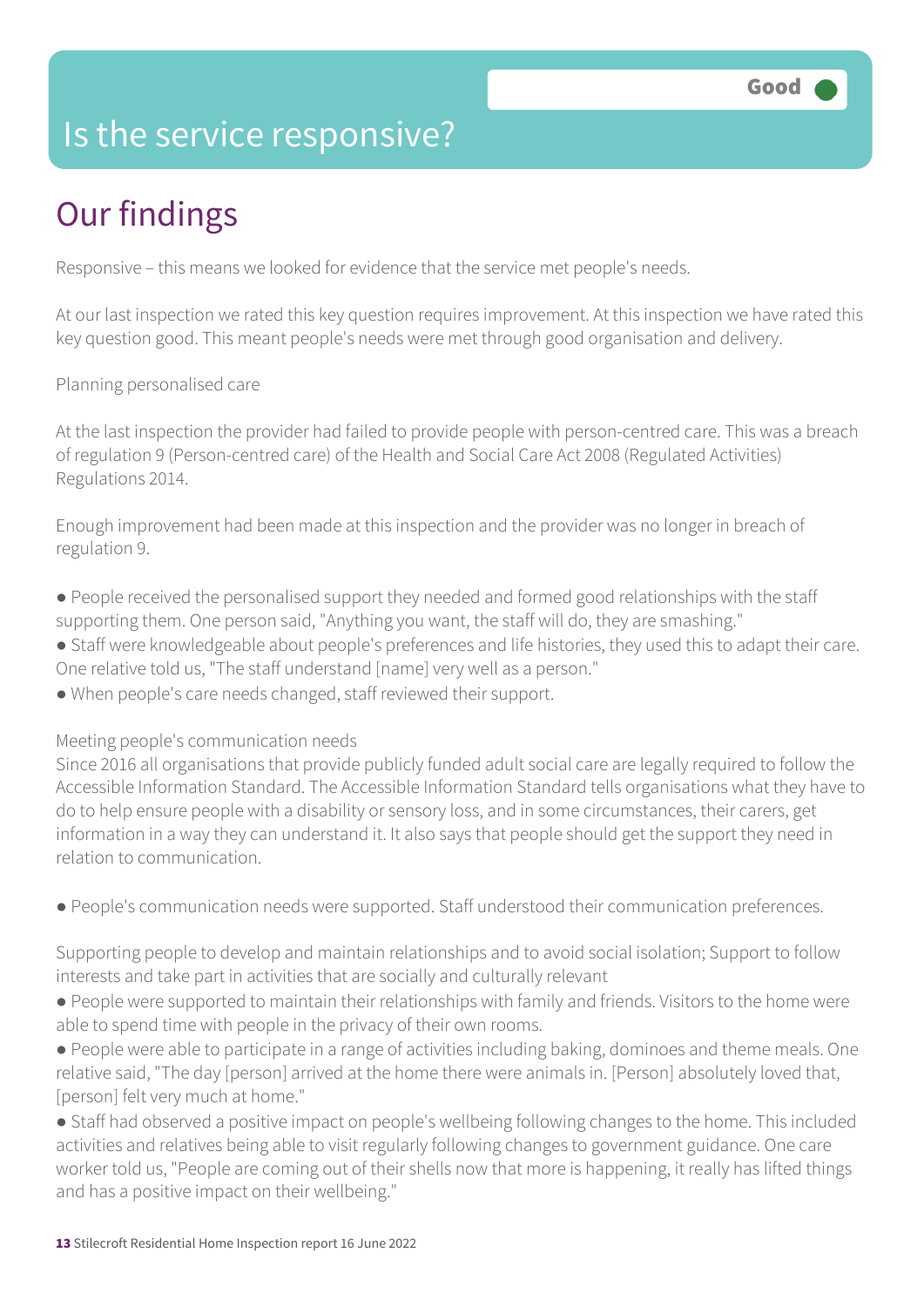# Is the service responsive?

Good

## Our findings

Responsive – this means we looked for evidence that the service met people's needs.

At our last inspection we rated this key question requires improvement. At this inspection we have rated this key question good. This meant people's needs were met through good organisation and delivery.

Planning personalised care

At the last inspection the provider had failed to provide people with person-centred care. This was a breach of regulation 9 (Person-centred care) of the Health and Social Care Act 2008 (Regulated Activities) Regulations 2014.

Enough improvement had been made at this inspection and the provider was no longer in breach of regulation 9.

- People received the personalised support they needed and formed good relationships with the staff supporting them. One person said, "Anything you want, the staff will do, they are smashing."
- Staff were knowledgeable about people's preferences and life histories, they used this to adapt their care. One relative told us, "The staff understand [name] very well as a person."
- When people's care needs changed, staff reviewed their support.

Meeting people's communication needs
Since 2016 all organisations that provide publicly funded adult social care are legally required to follow the Accessible Information Standard. The Accessible Information Standard tells organisations what they have to do to help ensure people with a disability or sensory loss, and in some circumstances, their carers, get information in a way they can understand it. It also says that people should get the support they need in relation to communication.

- People's communication needs were supported. Staff understood their communication preferences.

Supporting people to develop and maintain relationships and to avoid social isolation; Support to follow interests and take part in activities that are socially and culturally relevant

- People were supported to maintain their relationships with family and friends. Visitors to the home were able to spend time with people in the privacy of their own rooms.
- People were able to participate in a range of activities including baking, dominoes and theme meals. One relative said, "The day [person] arrived at the home there were animals in. [Person] absolutely loved that, [person] felt very much at home."
- Staff had observed a positive impact on people's wellbeing following changes to the home. This included activities and relatives being able to visit regularly following changes to government guidance. One care worker told us, "People are coming out of their shells now that more is happening, it really has lifted things and has a positive impact on their wellbeing."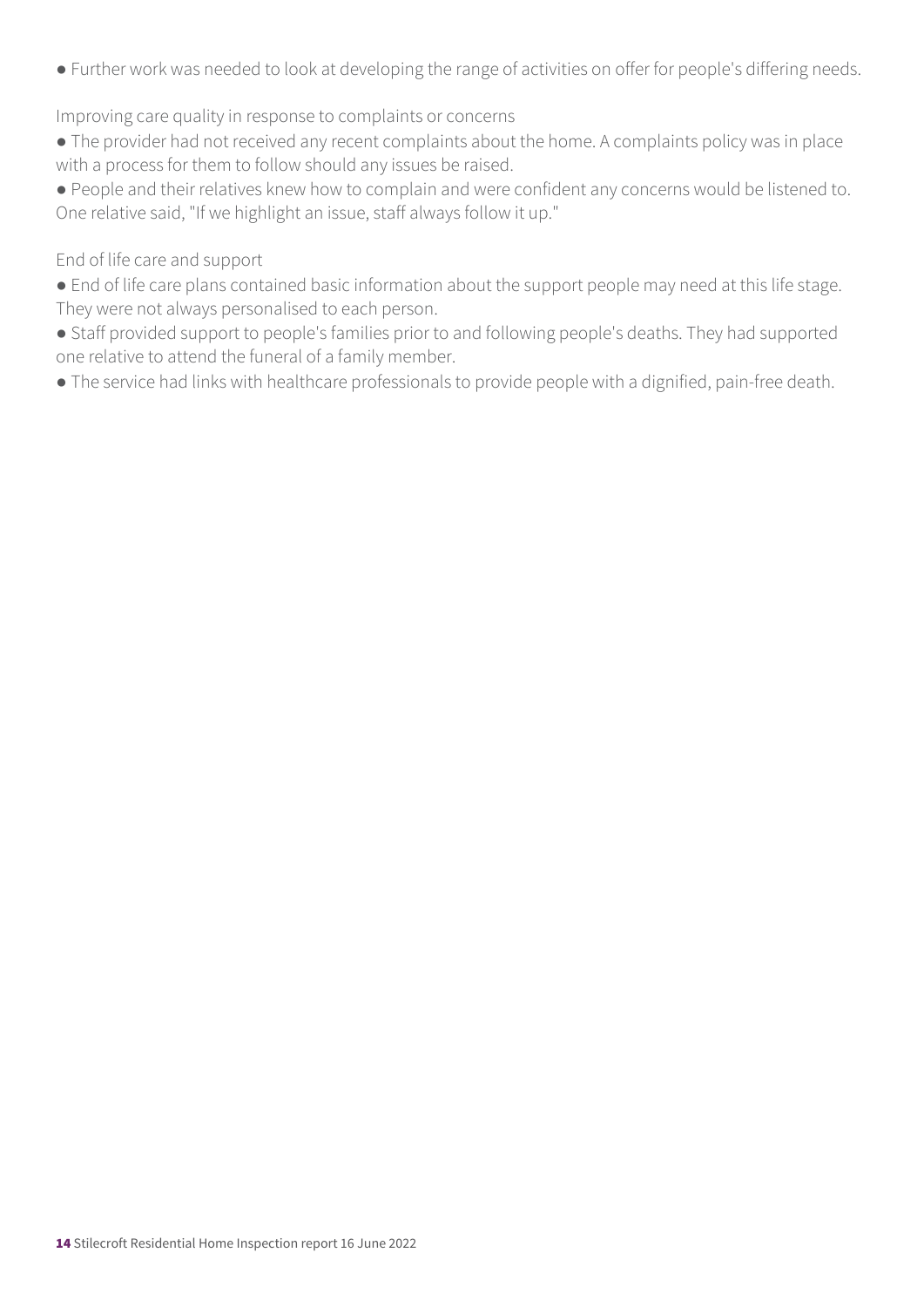- Further work was needed to look at developing the range of activities on offer for people's differing needs.

Improving care quality in response to complaints or concerns

- The provider had not received any recent complaints about the home. A complaints policy was in place with a process for them to follow should any issues be raised.
- People and their relatives knew how to complain and were confident any concerns would be listened to. One relative said, "If we highlight an issue, staff always follow it up."

End of life care and support

- End of life care plans contained basic information about the support people may need at this life stage. They were not always personalised to each person.
- Staff provided support to people's families prior to and following people's deaths. They had supported one relative to attend the funeral of a family member.
- The service had links with healthcare professionals to provide people with a dignified, pain-free death.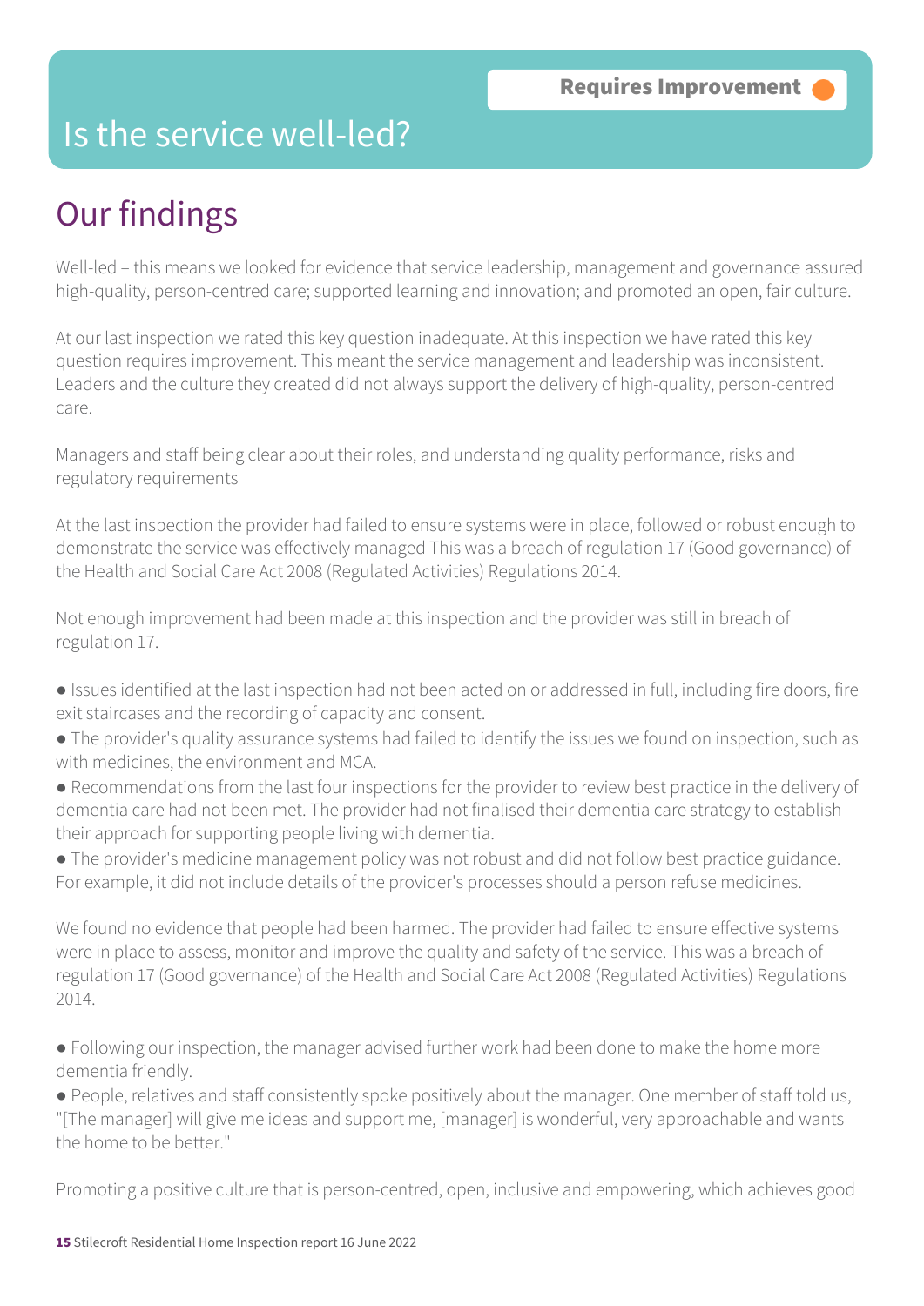Requires Improvement

# Is the service well-led?

## Our findings

Well-led – this means we looked for evidence that service leadership, management and governance assured high-quality, person-centred care; supported learning and innovation; and promoted an open, fair culture.

At our last inspection we rated this key question inadequate. At this inspection we have rated this key question requires improvement. This meant the service management and leadership was inconsistent. Leaders and the culture they created did not always support the delivery of high-quality, person-centred care.

Managers and staff being clear about their roles, and understanding quality performance, risks and regulatory requirements

At the last inspection the provider had failed to ensure systems were in place, followed or robust enough to demonstrate the service was effectively managed This was a breach of regulation 17 (Good governance) of the Health and Social Care Act 2008 (Regulated Activities) Regulations 2014.

Not enough improvement had been made at this inspection and the provider was still in breach of regulation 17.

- Issues identified at the last inspection had not been acted on or addressed in full, including fire doors, fire exit staircases and the recording of capacity and consent.
- The provider's quality assurance systems had failed to identify the issues we found on inspection, such as with medicines, the environment and MCA.
- Recommendations from the last four inspections for the provider to review best practice in the delivery of dementia care had not been met. The provider had not finalised their dementia care strategy to establish their approach for supporting people living with dementia.
- The provider's medicine management policy was not robust and did not follow best practice guidance. For example, it did not include details of the provider's processes should a person refuse medicines.

We found no evidence that people had been harmed. The provider had failed to ensure effective systems were in place to assess, monitor and improve the quality and safety of the service. This was a breach of regulation 17 (Good governance) of the Health and Social Care Act 2008 (Regulated Activities) Regulations 2014.

- Following our inspection, the manager advised further work had been done to make the home more dementia friendly.
- People, relatives and staff consistently spoke positively about the manager. One member of staff told us, "[The manager] will give me ideas and support me, [manager] is wonderful, very approachable and wants the home to be better."

Promoting a positive culture that is person-centred, open, inclusive and empowering, which achieves good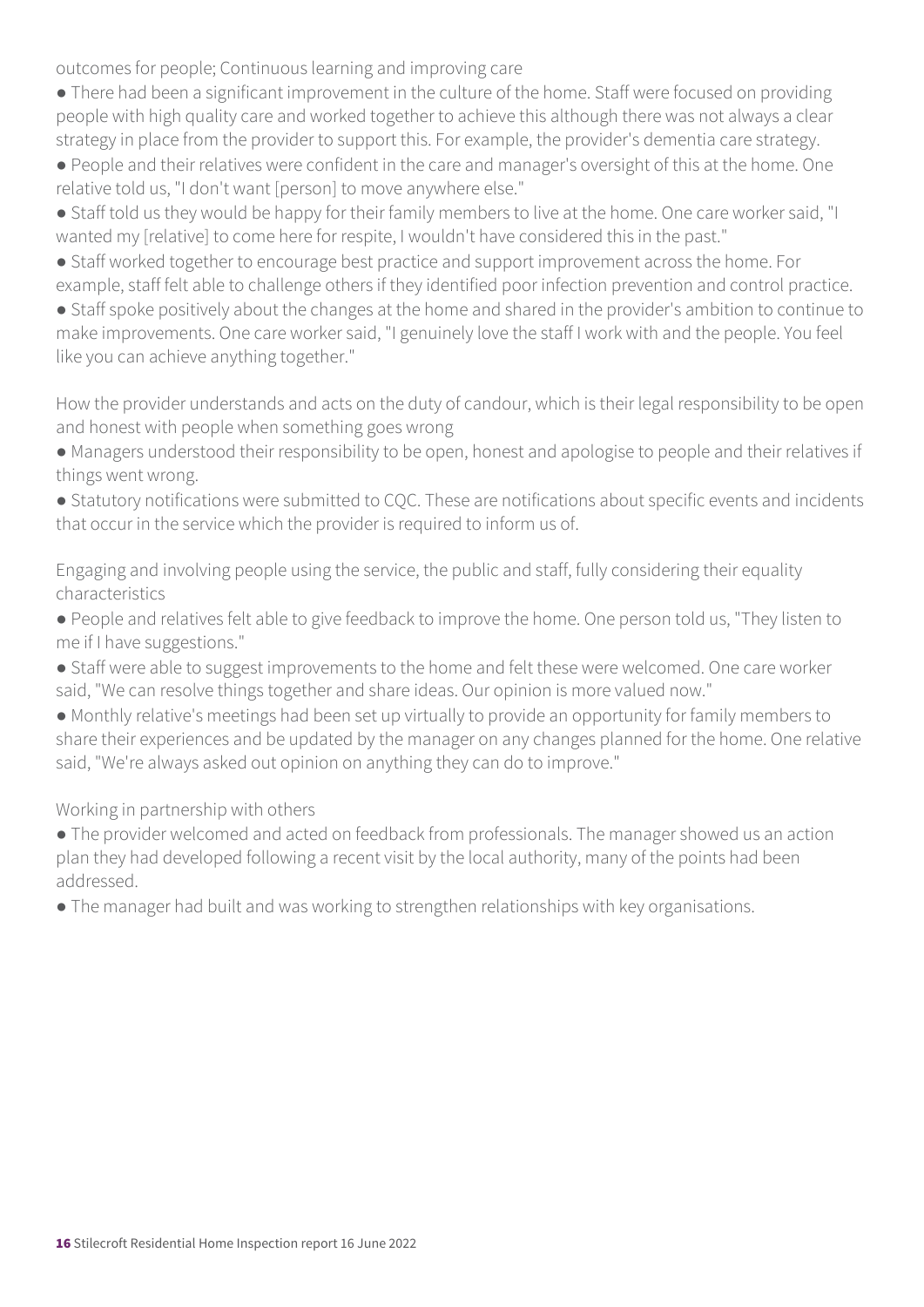outcomes for people; Continuous learning and improving care

- There had been a significant improvement in the culture of the home. Staff were focused on providing people with high quality care and worked together to achieve this although there was not always a clear strategy in place from the provider to support this. For example, the provider's dementia care strategy.
- People and their relatives were confident in the care and manager's oversight of this at the home. One relative told us, "I don't want [person] to move anywhere else."
- Staff told us they would be happy for their family members to live at the home. One care worker said, "I wanted my [relative] to come here for respite, I wouldn't have considered this in the past."
- Staff worked together to encourage best practice and support improvement across the home. For example, staff felt able to challenge others if they identified poor infection prevention and control practice.
- Staff spoke positively about the changes at the home and shared in the provider's ambition to continue to make improvements. One care worker said, "I genuinely love the staff I work with and the people. You feel like you can achieve anything together."

How the provider understands and acts on the duty of candour, which is their legal responsibility to be open and honest with people when something goes wrong

- Managers understood their responsibility to be open, honest and apologise to people and their relatives if things went wrong.
- Statutory notifications were submitted to CQC. These are notifications about specific events and incidents that occur in the service which the provider is required to inform us of.

Engaging and involving people using the service, the public and staff, fully considering their equality characteristics

- People and relatives felt able to give feedback to improve the home. One person told us, "They listen to me if I have suggestions."
- Staff were able to suggest improvements to the home and felt these were welcomed. One care worker said, "We can resolve things together and share ideas. Our opinion is more valued now."
- Monthly relative's meetings had been set up virtually to provide an opportunity for family members to share their experiences and be updated by the manager on any changes planned for the home. One relative said, "We're always asked out opinion on anything they can do to improve."

Working in partnership with others

- The provider welcomed and acted on feedback from professionals. The manager showed us an action plan they had developed following a recent visit by the local authority, many of the points had been addressed.
- The manager had built and was working to strengthen relationships with key organisations.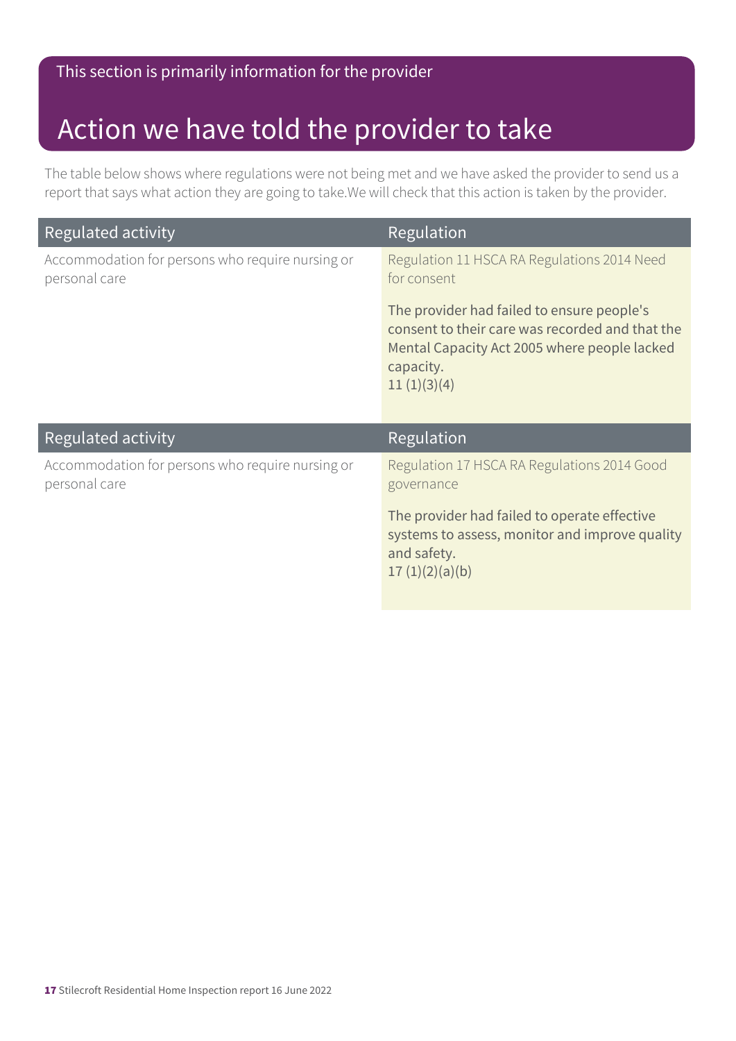This section is primarily information for the provider

# Action we have told the provider to take

The table below shows where regulations were not being met and we have asked the provider to send us a report that says what action they are going to take.We will check that this action is taken by the provider.

| Regulated activity | Regulation |
|---|---|
| Accommodation for persons who require nursing or personal care | Regulation 11 HSCA RA Regulations 2014 Need for consent<br><br>The provider had failed to ensure people's consent to their care was recorded and that the Mental Capacity Act 2005 where people lacked capacity.<br>11 (1)(3)(4) |

| Regulated activity | Regulation |
|---|---|
| Accommodation for persons who require nursing or personal care | Regulation 17 HSCA RA Regulations 2014 Good governance<br><br>The provider had failed to operate effective systems to assess, monitor and improve quality and safety.<br>17 (1)(2)(a)(b) |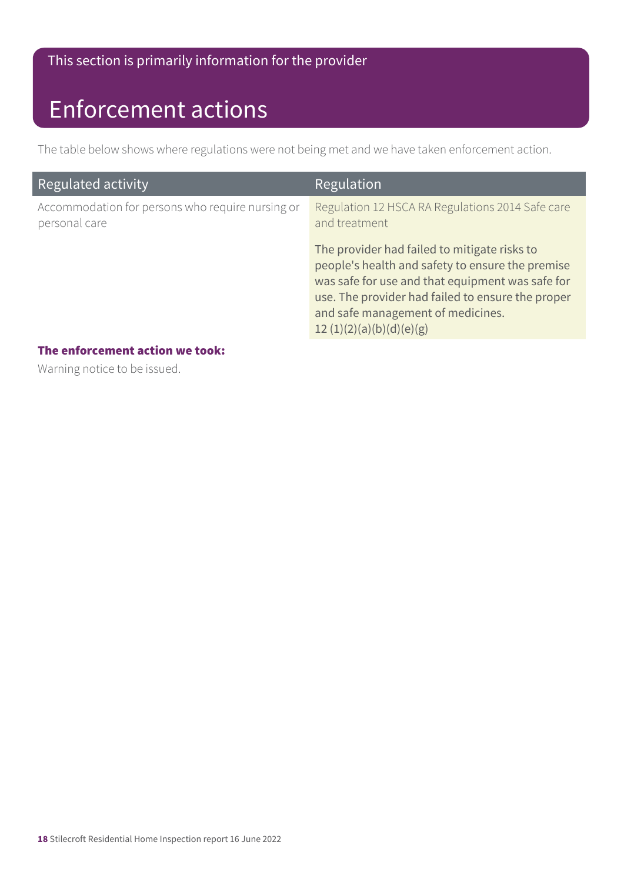This section is primarily information for the provider

# Enforcement actions

The table below shows where regulations were not being met and we have taken enforcement action.

| Regulated activity | Regulation |
| --- | --- |
| Accommodation for persons who require nursing or personal care | Regulation 12 HSCA RA Regulations 2014 Safe care and treatment<br><br>The provider had failed to mitigate risks to people's health and safety to ensure the premise was safe for use and that equipment was safe for use. The provider had failed to ensure the proper and safe management of medicines. 12 (1)(2)(a)(b)(d)(e)(g) |

**The enforcement action we took:**

Warning notice to be issued.